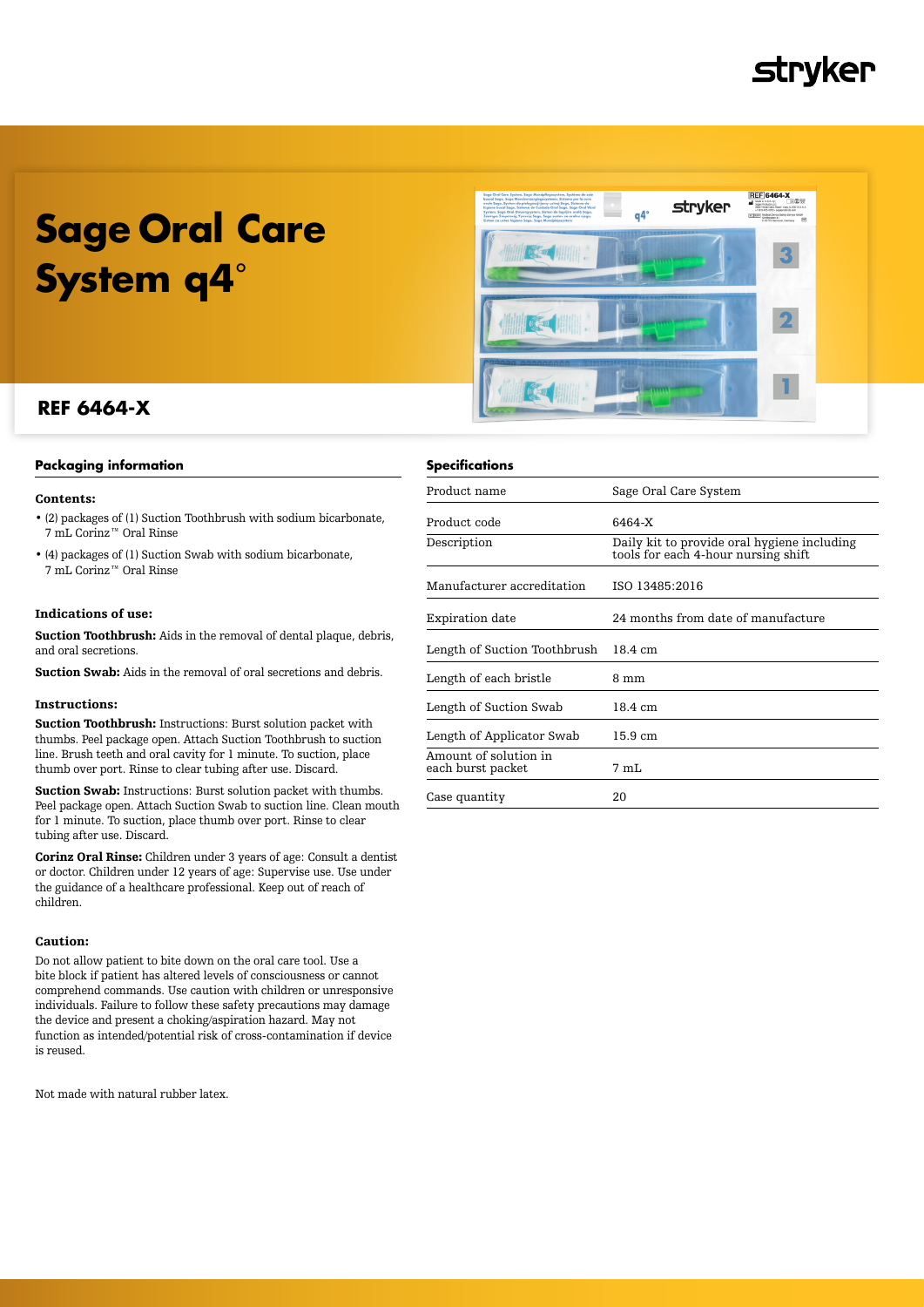# Sage Oral Care System q4°

## REF 6464-X

### Packaging information

**Contents:**

- (2) packages of (1) Suction Toothbrush with sodium bicarbonate, 7 mL Corinz™ Oral Rinse
- (4) packages of (1) Suction Swab with sodium bicarbonate, 7 mL Corinz™ Oral Rinse

**Indications of use:**

**Suction Toothbrush:** Aids in the removal of dental plaque, debris, and oral secretions.

**Suction Swab:** Aids in the removal of oral secretions and debris.

**Instructions:**

**Suction Toothbrush:** Instructions: Burst solution packet with thumbs. Peel package open. Attach Suction Toothbrush to suction line. Brush teeth and oral cavity for 1 minute. To suction, place thumb over port. Rinse to clear tubing after use. Discard.

**Suction Swab:** Instructions: Burst solution packet with thumbs. Peel package open. Attach Suction Swab to suction line. Clean mouth for 1 minute. To suction, place thumb over port. Rinse to clear tubing after use. Discard.

**Corinz Oral Rinse:** Children under 3 years of age: Consult a dentist or doctor. Children under 12 years of age: Supervise use. Use under the guidance of a healthcare professional. Keep out of reach of children.

**Caution:**

Do not allow patient to bite down on the oral care tool. Use a bite block if patient has altered levels of consciousness or cannot comprehend commands. Use caution with children or unresponsive individuals. Failure to follow these safety precautions may damage the device and present a choking/aspiration hazard. May not function as intended/potential risk of cross-contamination if device is reused.

Not made with natural rubber latex.

### Specifications

| | |
|---|---|
| Product name | Sage Oral Care System |
| Product code | 6464-X |
| Description | Daily kit to provide oral hygiene including tools for each 4-hour nursing shift |
| Manufacturer accreditation | ISO 13485:2016 |
| Expiration date | 24 months from date of manufacture |
| Length of Suction Toothbrush | 18.4 cm |
| Length of each bristle | 8 mm |
| Length of Suction Swab | 18.4 cm |
| Length of Applicator Swab | 15.9 cm |
| Amount of solution in each burst packet | 7 mL |
| Case quantity | 20 |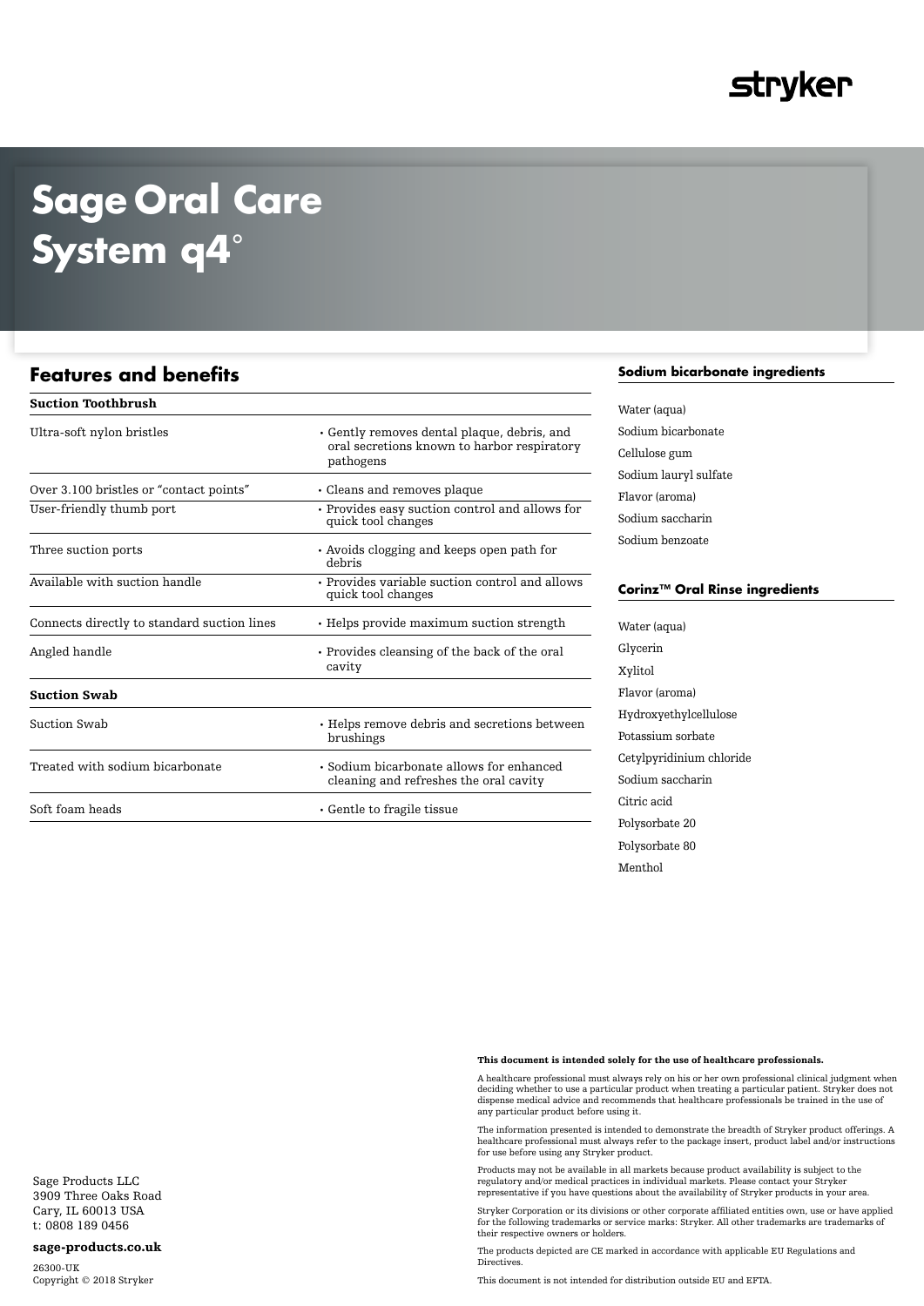# Sage Oral Care System q4°

## Features and benefits

| | |
|---|---|
| **Suction Toothbrush** | |
| Ultra-soft nylon bristles | • Gently removes dental plaque, debris, and oral secretions known to harbor respiratory pathogens |
| Over 3.100 bristles or "contact points" | • Cleans and removes plaque |
| User-friendly thumb port | • Provides easy suction control and allows for quick tool changes |
| Three suction ports | • Avoids clogging and keeps open path for debris |
| Available with suction handle | • Provides variable suction control and allows quick tool changes |
| Connects directly to standard suction lines | • Helps provide maximum suction strength |
| Angled handle | • Provides cleansing of the back of the oral cavity |
| **Suction Swab** | |
| Suction Swab | • Helps remove debris and secretions between brushings |
| Treated with sodium bicarbonate | • Sodium bicarbonate allows for enhanced cleaning and refreshes the oral cavity |
| Soft foam heads | • Gentle to fragile tissue |

### Sodium bicarbonate ingredients

Water (aqua)
Sodium bicarbonate
Cellulose gum
Sodium lauryl sulfate
Flavor (aroma)
Sodium saccharin
Sodium benzoate

### Corinz™ Oral Rinse ingredients

Water (aqua)
Glycerin
Xylitol
Flavor (aroma)
Hydroxyethylcellulose
Potassium sorbate
Cetylpyridinium chloride
Sodium saccharin
Citric acid
Polysorbate 20
Polysorbate 80
Menthol

**This document is intended solely for the use of healthcare professionals.**

A healthcare professional must always rely on his or her own professional clinical judgment when deciding whether to use a particular product when treating a particular patient. Stryker does not dispense medical advice and recommends that healthcare professionals be trained in the use of any particular product before using it.

The information presented is intended to demonstrate the breadth of Stryker product offerings. A healthcare professional must always refer to the package insert, product label and/or instructions for use before using any Stryker product.

Products may not be available in all markets because product availability is subject to the regulatory and/or medical practices in individual markets. Please contact your Stryker representative if you have questions about the availability of Stryker products in your area.

Stryker Corporation or its divisions or other corporate affiliated entities own, use or have applied for the following trademarks or service marks: Stryker. All other trademarks are trademarks of their respective owners or holders.

The products depicted are CE marked in accordance with applicable EU Regulations and Directives.

This document is not intended for distribution outside EU and EFTA.

Sage Products LLC
3909 Three Oaks Road
Cary, IL 60013 USA
t: 0808 189 0456

**sage-products.co.uk**

26300-UK
Copyright © 2018 Stryker